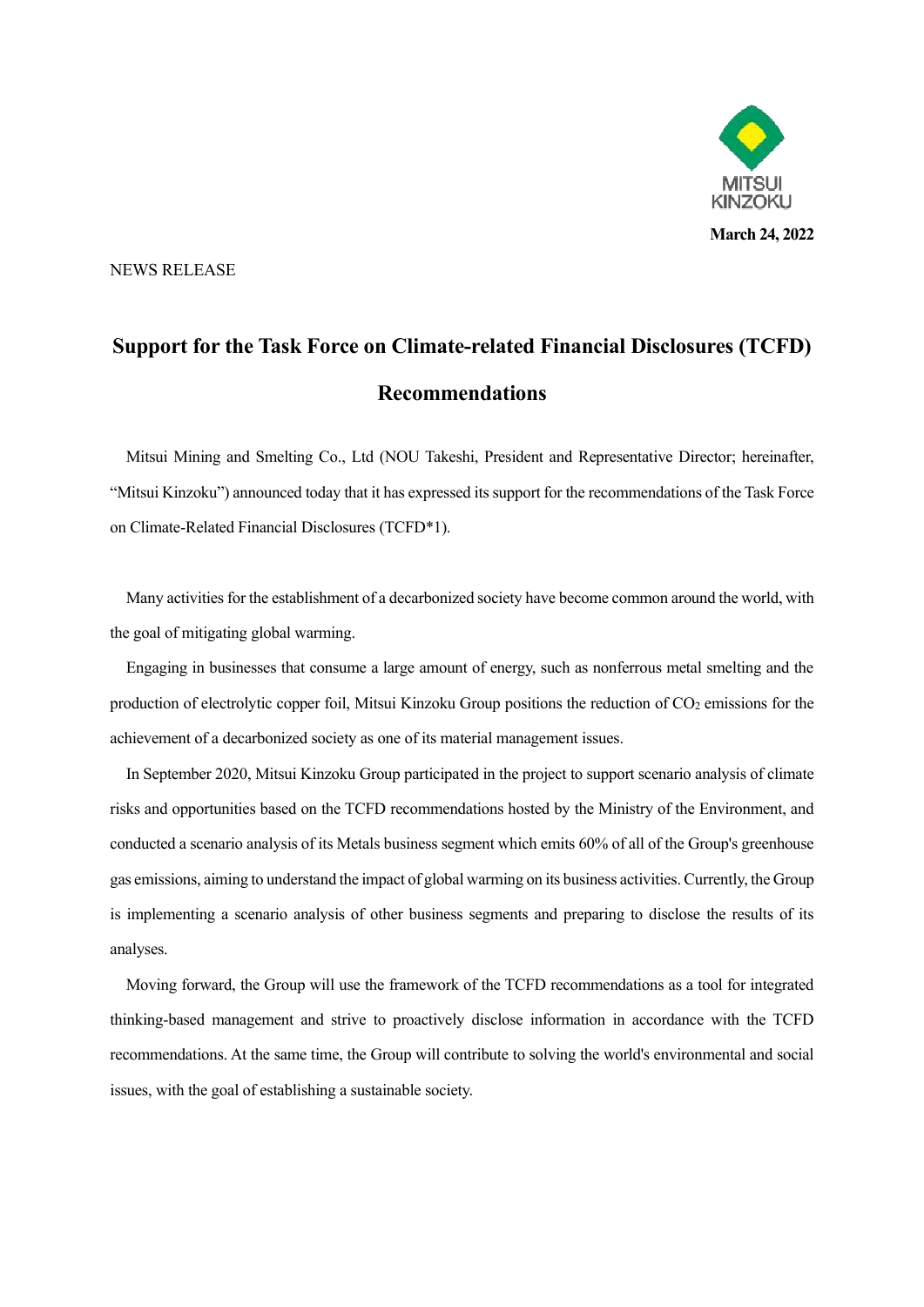MITSUI KINZOKU

**March 24, 2022**

NEWS RELEASE

# Support for the Task Force on Climate-related Financial Disclosures (TCFD) Recommendations

Mitsui Mining and Smelting Co., Ltd (NOU Takeshi, President and Representative Director; hereinafter, "Mitsui Kinzoku") announced today that it has expressed its support for the recommendations of the Task Force on Climate-Related Financial Disclosures (TCFD*1).

Many activities for the establishment of a decarbonized society have become common around the world, with the goal of mitigating global warming.

Engaging in businesses that consume a large amount of energy, such as nonferrous metal smelting and the production of electrolytic copper foil, Mitsui Kinzoku Group positions the reduction of $CO_2$ emissions for the achievement of a decarbonized society as one of its material management issues.

In September 2020, Mitsui Kinzoku Group participated in the project to support scenario analysis of climate risks and opportunities based on the TCFD recommendations hosted by the Ministry of the Environment, and conducted a scenario analysis of its Metals business segment which emits 60% of all of the Group's greenhouse gas emissions, aiming to understand the impact of global warming on its business activities. Currently, the Group is implementing a scenario analysis of other business segments and preparing to disclose the results of its analyses.

Moving forward, the Group will use the framework of the TCFD recommendations as a tool for integrated thinking-based management and strive to proactively disclose information in accordance with the TCFD recommendations. At the same time, the Group will contribute to solving the world's environmental and social issues, with the goal of establishing a sustainable society.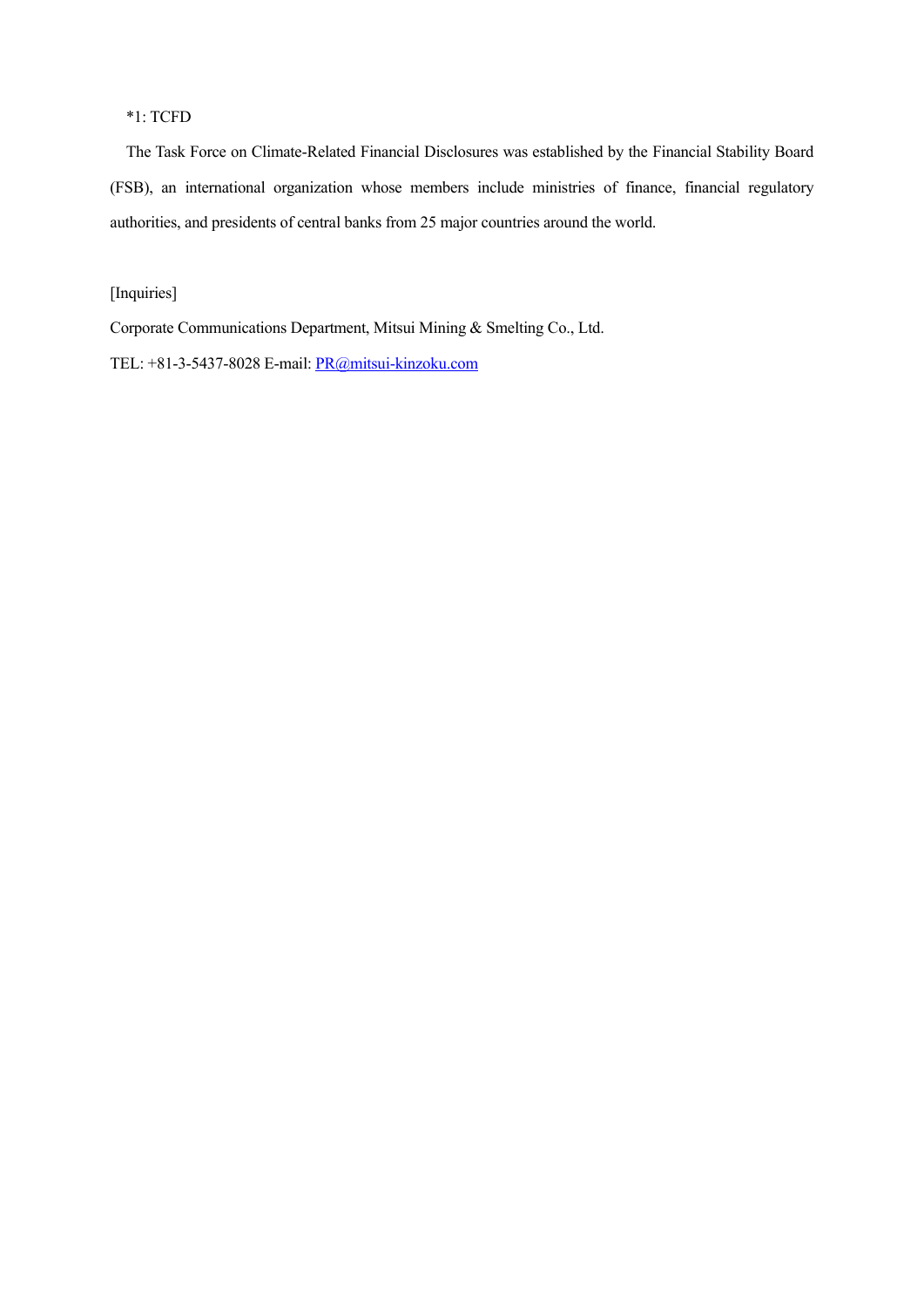*1: TCFD

The Task Force on Climate-Related Financial Disclosures was established by the Financial Stability Board (FSB), an international organization whose members include ministries of finance, financial regulatory authorities, and presidents of central banks from 25 major countries around the world.

[Inquiries]

Corporate Communications Department, Mitsui Mining & Smelting Co., Ltd.

TEL: +81-3-5437-8028 E-mail: PR@mitsui-kinzoku.com